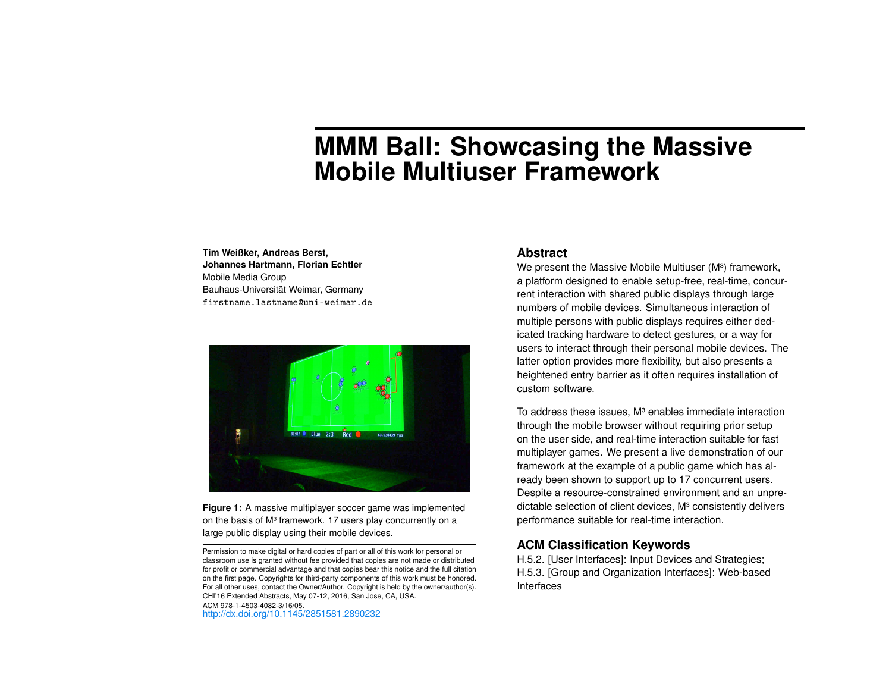# MMM Ball: Showcasing the Massive Mobile Multiuser Framework

**Tim Weißker, Andreas Berst, Johannes Hartmann, Florian Echtler**
Mobile Media Group
Bauhaus-Universität Weimar, Germany
`firstname.lastname@uni-weimar.de`

**Figure 1:** A massive multiplayer soccer game was implemented on the basis of M³ framework. 17 users play concurrently on a large public display using their mobile devices.

Permission to make digital or hard copies of part or all of this work for personal or classroom use is granted without fee provided that copies are not made or distributed for profit or commercial advantage and that copies bear this notice and the full citation on the first page. Copyrights for third-party components of this work must be honored. For all other uses, contact the Owner/Author. Copyright is held by the owner/author(s).
CHI'16 Extended Abstracts, May 07-12, 2016, San Jose, CA, USA.
ACM 978-1-4503-4082-3/16/05.
http://dx.doi.org/10.1145/2851581.2890232

## Abstract

We present the Massive Mobile Multiuser (M³) framework, a platform designed to enable setup-free, real-time, concurrent interaction with shared public displays through large numbers of mobile devices. Simultaneous interaction of multiple persons with public displays requires either dedicated tracking hardware to detect gestures, or a way for users to interact through their personal mobile devices. The latter option provides more flexibility, but also presents a heightened entry barrier as it often requires installation of custom software.

To address these issues, M³ enables immediate interaction through the mobile browser without requiring prior setup on the user side, and real-time interaction suitable for fast multiplayer games. We present a live demonstration of our framework at the example of a public game which has already been shown to support up to 17 concurrent users. Despite a resource-constrained environment and an unpredictable selection of client devices, M³ consistently delivers performance suitable for real-time interaction.

## ACM Classification Keywords

H.5.2. [User Interfaces]: Input Devices and Strategies; H.5.3. [Group and Organization Interfaces]: Web-based Interfaces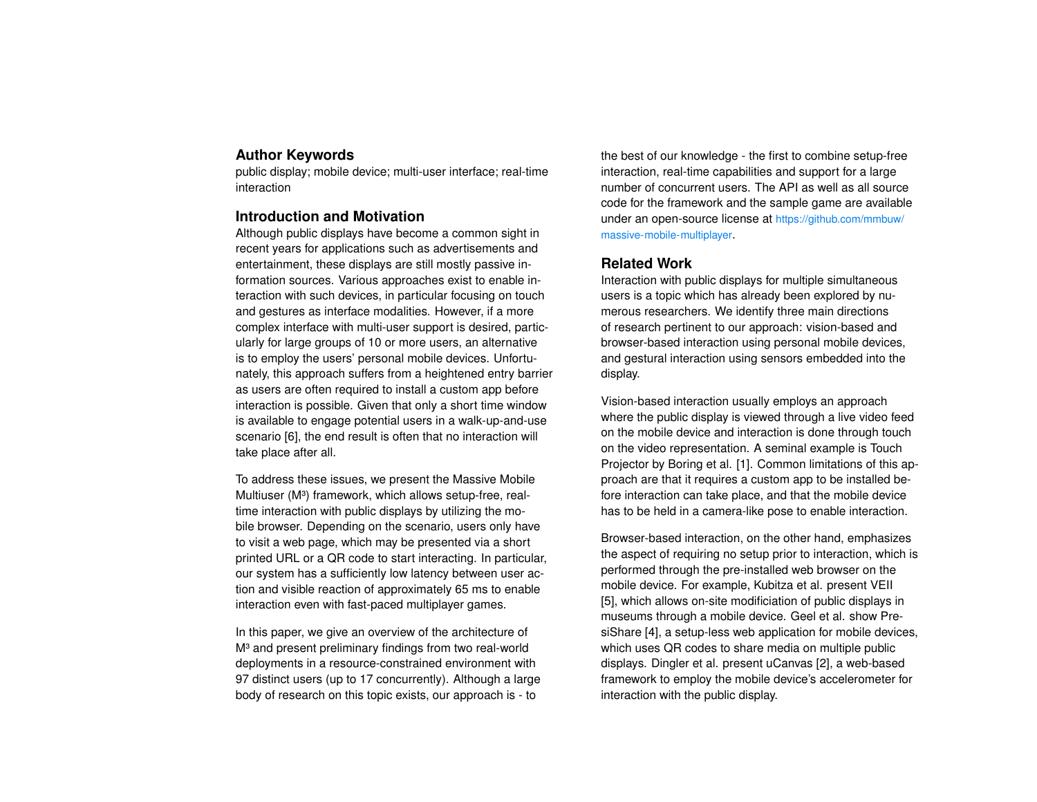## Author Keywords

public display; mobile device; multi-user interface; real-time interaction

## Introduction and Motivation

Although public displays have become a common sight in recent years for applications such as advertisements and entertainment, these displays are still mostly passive information sources. Various approaches exist to enable interaction with such devices, in particular focusing on touch and gestures as interface modalities. However, if a more complex interface with multi-user support is desired, particularly for large groups of 10 or more users, an alternative is to employ the users' personal mobile devices. Unfortunately, this approach suffers from a heightened entry barrier as users are often required to install a custom app before interaction is possible. Given that only a short time window is available to engage potential users in a walk-up-and-use scenario [6], the end result is often that no interaction will take place after all.

To address these issues, we present the Massive Mobile Multiuser (M³) framework, which allows setup-free, real-time interaction with public displays by utilizing the mobile browser. Depending on the scenario, users only have to visit a web page, which may be presented via a short printed URL or a QR code to start interacting. In particular, our system has a sufficiently low latency between user action and visible reaction of approximately 65 ms to enable interaction even with fast-paced multiplayer games.

In this paper, we give an overview of the architecture of M³ and present preliminary findings from two real-world deployments in a resource-constrained environment with 97 distinct users (up to 17 concurrently). Although a large body of research on this topic exists, our approach is - to the best of our knowledge - the first to combine setup-free interaction, real-time capabilities and support for a large number of concurrent users. The API as well as all source code for the framework and the sample game are available under an open-source license at https://github.com/mmbuw/massive-mobile-multiplayer.

## Related Work

Interaction with public displays for multiple simultaneous users is a topic which has already been explored by numerous researchers. We identify three main directions of research pertinent to our approach: vision-based and browser-based interaction using personal mobile devices, and gestural interaction using sensors embedded into the display.

Vision-based interaction usually employs an approach where the public display is viewed through a live video feed on the mobile device and interaction is done through touch on the video representation. A seminal example is Touch Projector by Boring et al. [1]. Common limitations of this approach are that it requires a custom app to be installed before interaction can take place, and that the mobile device has to be held in a camera-like pose to enable interaction.

Browser-based interaction, on the other hand, emphasizes the aspect of requiring no setup prior to interaction, which is performed through the pre-installed web browser on the mobile device. For example, Kubitza et al. present VEII [5], which allows on-site modificiation of public displays in museums through a mobile device. Geel et al. show PresiShare [4], a setup-less web application for mobile devices, which uses QR codes to share media on multiple public displays. Dingler et al. present uCanvas [2], a web-based framework to employ the mobile device's accelerometer for interaction with the public display.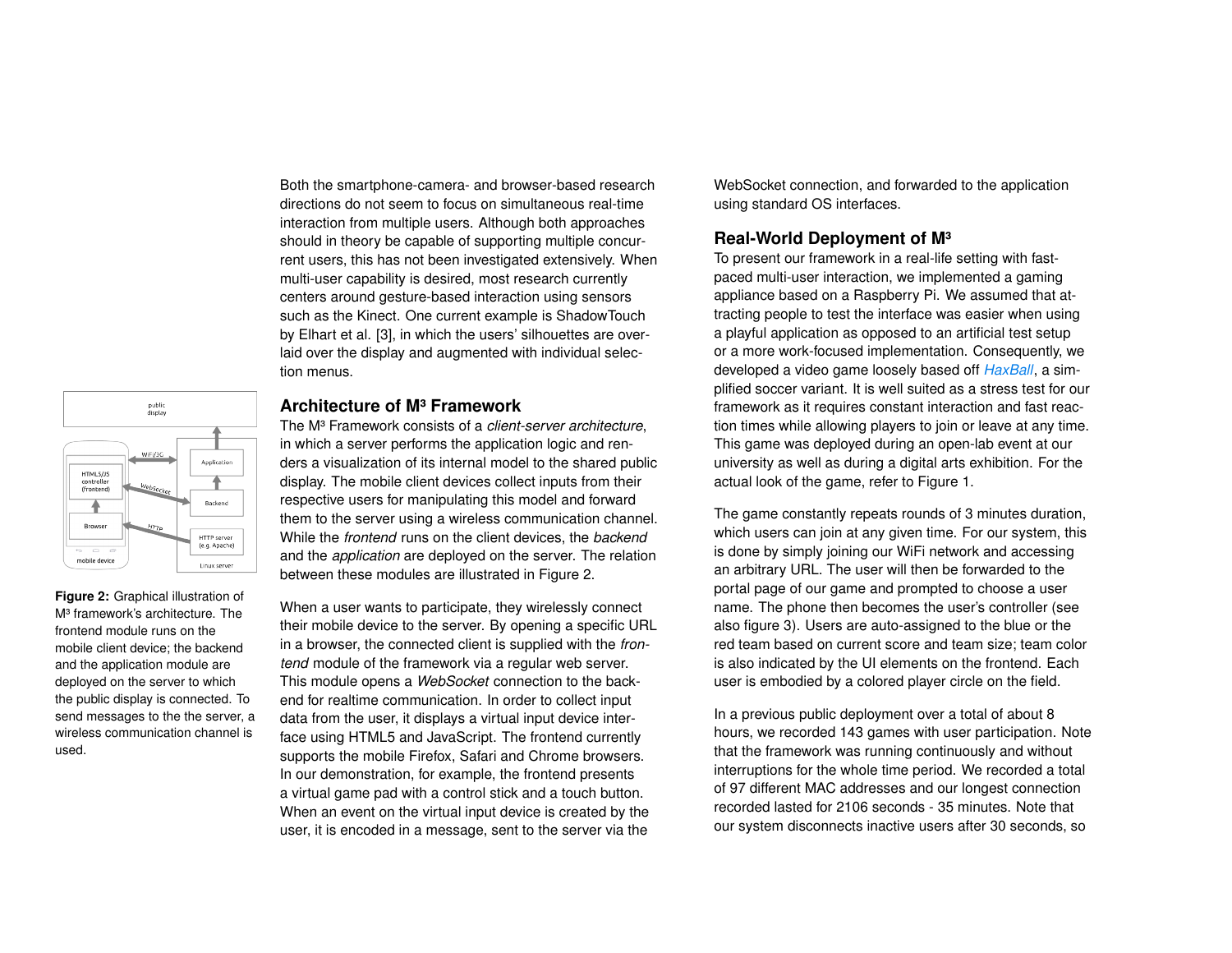Both the smartphone-camera- and browser-based research directions do not seem to focus on simultaneous real-time interaction from multiple users. Although both approaches should in theory be capable of supporting multiple concurrent users, this has not been investigated extensively. When multi-user capability is desired, most research currently centers around gesture-based interaction using sensors such as the Kinect. One current example is ShadowTouch by Elhart et al. [3], in which the users' silhouettes are overlaid over the display and augmented with individual selection menus.

**Figure 2:** Graphical illustration of M³ framework's architecture. The frontend module runs on the mobile client device; the backend and the application module are deployed on the server to which the public display is connected. To send messages to the the server, a wireless communication channel is used.

## Architecture of M³ Framework

The M³ Framework consists of a *client-server architecture*, in which a server performs the application logic and renders a visualization of its internal model to the shared public display. The mobile client devices collect inputs from their respective users for manipulating this model and forward them to the server using a wireless communication channel. While the *frontend* runs on the client devices, the *backend* and the *application* are deployed on the server. The relation between these modules are illustrated in Figure 2.

When a user wants to participate, they wirelessly connect their mobile device to the server. By opening a specific URL in a browser, the connected client is supplied with the *frontend* module of the framework via a regular web server. This module opens a *WebSocket* connection to the backend for realtime communication. In order to collect input data from the user, it displays a virtual input device interface using HTML5 and JavaScript. The frontend currently supports the mobile Firefox, Safari and Chrome browsers. In our demonstration, for example, the frontend presents a virtual game pad with a control stick and a touch button. When an event on the virtual input device is created by the user, it is encoded in a message, sent to the server via the WebSocket connection, and forwarded to the application using standard OS interfaces.

## Real-World Deployment of M³

To present our framework in a real-life setting with fast-paced multi-user interaction, we implemented a gaming appliance based on a Raspberry Pi. We assumed that attracting people to test the interface was easier when using a playful application as opposed to an artificial test setup or a more work-focused implementation. Consequently, we developed a video game loosely based off *HaxBall*, a simplified soccer variant. It is well suited as a stress test for our framework as it requires constant interaction and fast reaction times while allowing players to join or leave at any time. This game was deployed during an open-lab event at our university as well as during a digital arts exhibition. For the actual look of the game, refer to Figure 1.

The game constantly repeats rounds of 3 minutes duration, which users can join at any given time. For our system, this is done by simply joining our WiFi network and accessing an arbitrary URL. The user will then be forwarded to the portal page of our game and prompted to choose a user name. The phone then becomes the user's controller (see also figure 3). Users are auto-assigned to the blue or the red team based on current score and team size; team color is also indicated by the UI elements on the frontend. Each user is embodied by a colored player circle on the field.

In a previous public deployment over a total of about 8 hours, we recorded 143 games with user participation. Note that the framework was running continuously and without interruptions for the whole time period. We recorded a total of 97 different MAC addresses and our longest connection recorded lasted for 2106 seconds - 35 minutes. Note that our system disconnects inactive users after 30 seconds, so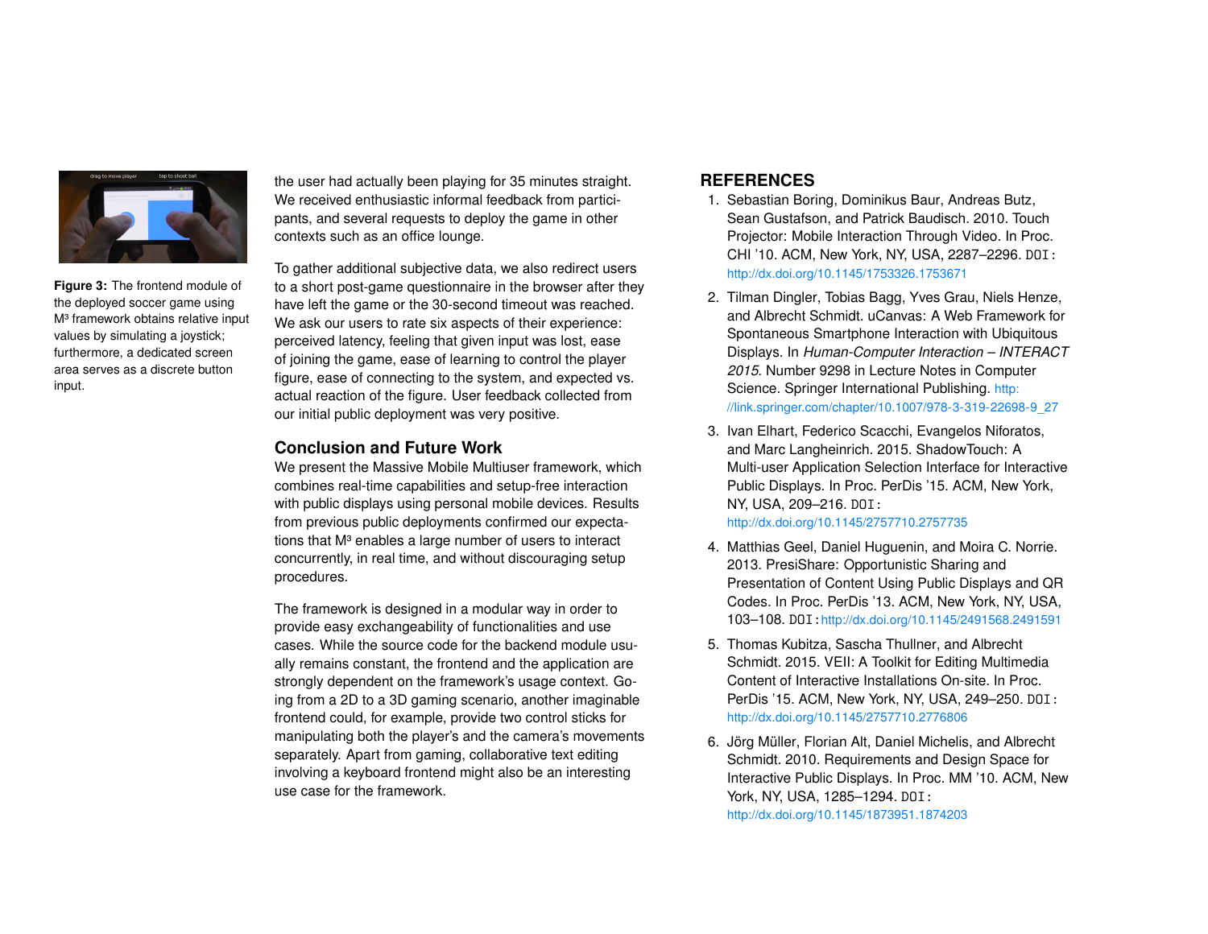**Figure 3:** The frontend module of the deployed soccer game using M³ framework obtains relative input values by simulating a joystick; furthermore, a dedicated screen area serves as a discrete button input.

the user had actually been playing for 35 minutes straight. We received enthusiastic informal feedback from participants, and several requests to deploy the game in other contexts such as an office lounge.

To gather additional subjective data, we also redirect users to a short post-game questionnaire in the browser after they have left the game or the 30-second timeout was reached. We ask our users to rate six aspects of their experience: perceived latency, feeling that given input was lost, ease of joining the game, ease of learning to control the player figure, ease of connecting to the system, and expected vs. actual reaction of the figure. User feedback collected from our initial public deployment was very positive.

## Conclusion and Future Work

We present the Massive Mobile Multiuser framework, which combines real-time capabilities and setup-free interaction with public displays using personal mobile devices. Results from previous public deployments confirmed our expectations that M³ enables a large number of users to interact concurrently, in real time, and without discouraging setup procedures.

The framework is designed in a modular way in order to provide easy exchangeability of functionalities and use cases. While the source code for the backend module usually remains constant, the frontend and the application are strongly dependent on the framework's usage context. Going from a 2D to a 3D gaming scenario, another imaginable frontend could, for example, provide two control sticks for manipulating both the player's and the camera's movements separately. Apart from gaming, collaborative text editing involving a keyboard frontend might also be an interesting use case for the framework.

## REFERENCES

1. Sebastian Boring, Dominikus Baur, Andreas Butz, Sean Gustafson, and Patrick Baudisch. 2010. Touch Projector: Mobile Interaction Through Video. In Proc. CHI '10. ACM, New York, NY, USA, 2287–2296. DOI: http://dx.doi.org/10.1145/1753326.1753671

2. Tilman Dingler, Tobias Bagg, Yves Grau, Niels Henze, and Albrecht Schmidt. uCanvas: A Web Framework for Spontaneous Smartphone Interaction with Ubiquitous Displays. In *Human-Computer Interaction – INTERACT 2015*. Number 9298 in Lecture Notes in Computer Science. Springer International Publishing. http://link.springer.com/chapter/10.1007/978-3-319-22698-9_27

3. Ivan Elhart, Federico Scacchi, Evangelos Niforatos, and Marc Langheinrich. 2015. ShadowTouch: A Multi-user Application Selection Interface for Interactive Public Displays. In Proc. PerDis '15. ACM, New York, NY, USA, 209–216. DOI: http://dx.doi.org/10.1145/2757710.2757735

4. Matthias Geel, Daniel Huguenin, and Moira C. Norrie. 2013. PresiShare: Opportunistic Sharing and Presentation of Content Using Public Displays and QR Codes. In Proc. PerDis '13. ACM, New York, NY, USA, 103–108. DOI: http://dx.doi.org/10.1145/2491568.2491591

5. Thomas Kubitza, Sascha Thullner, and Albrecht Schmidt. 2015. VEII: A Toolkit for Editing Multimedia Content of Interactive Installations On-site. In Proc. PerDis '15. ACM, New York, NY, USA, 249–250. DOI: http://dx.doi.org/10.1145/2757710.2776806

6. Jörg Müller, Florian Alt, Daniel Michelis, and Albrecht Schmidt. 2010. Requirements and Design Space for Interactive Public Displays. In Proc. MM '10. ACM, New York, NY, USA, 1285–1294. DOI: http://dx.doi.org/10.1145/1873951.1874203